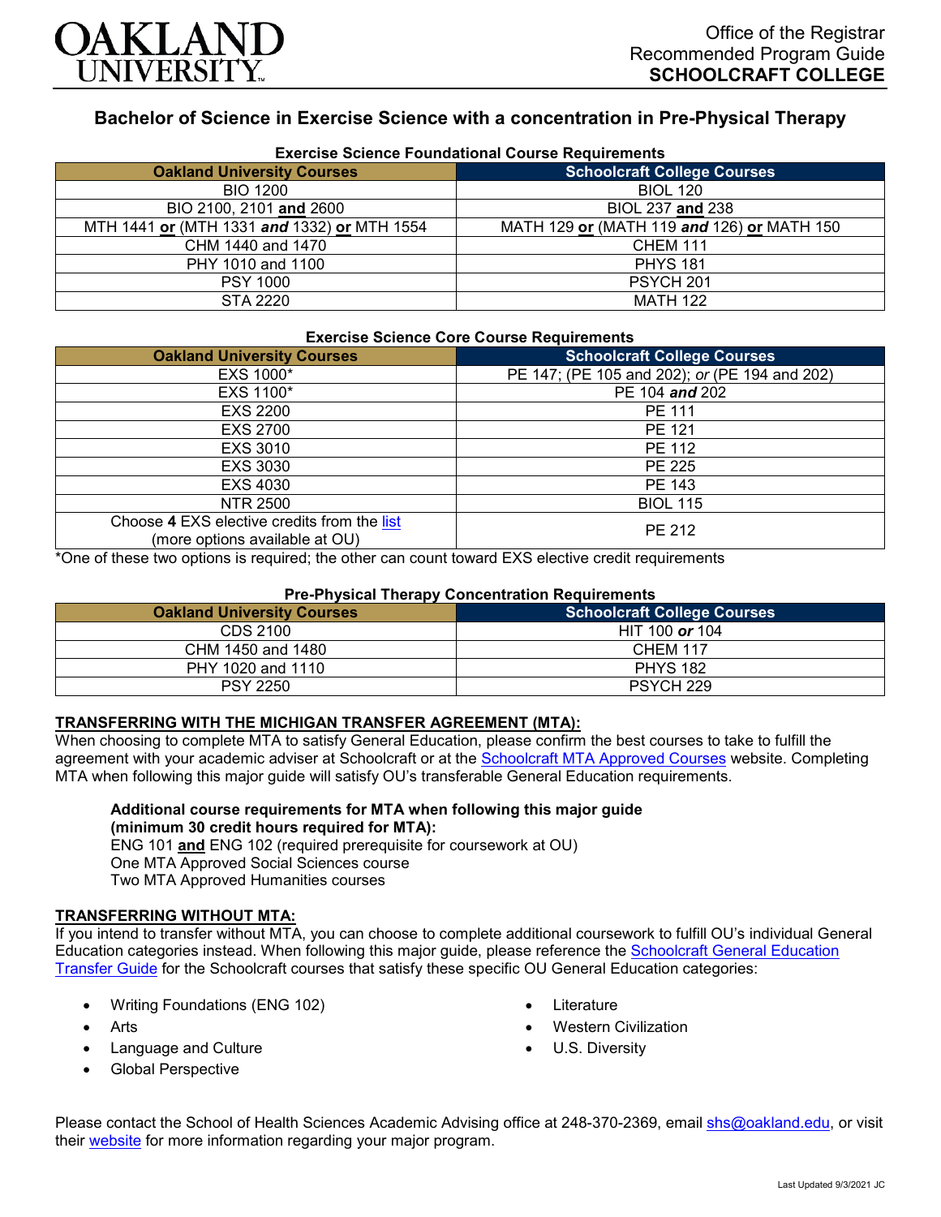Office of the Registrar
Recommended Program Guide
**SCHOOLCRAFT COLLEGE**

# Bachelor of Science in Exercise Science with a concentration in Pre-Physical Therapy

### Exercise Science Foundational Course Requirements

| Oakland University Courses | Schoolcraft College Courses |
|---|---|
| BIO 1200 | BIOL 120 |
| BIO 2100, 2101 **and** 2600 | BIOL 237 **and** 238 |
| MTH 1441 **or** (MTH 1331 ***and*** 1332) **or** MTH 1554 | MATH 129 **or** (MATH 119 ***and*** 126) **or** MATH 150 |
| CHM 1440 and 1470 | CHEM 111 |
| PHY 1010 and 1100 | PHYS 181 |
| PSY 1000 | PSYCH 201 |
| STA 2220 | MATH 122 |

### Exercise Science Core Course Requirements

| Oakland University Courses | Schoolcraft College Courses |
|---|---|
| EXS 1000* | PE 147; (PE 105 and 202); *or* (PE 194 and 202) |
| EXS 1100* | PE 104 ***and*** 202 |
| EXS 2200 | PE 111 |
| EXS 2700 | PE 121 |
| EXS 3010 | PE 112 |
| EXS 3030 | PE 225 |
| EXS 4030 | PE 143 |
| NTR 2500 | BIOL 115 |
| Choose **4** EXS elective credits from the list (more options available at OU) | PE 212 |

*One of these two options is required; the other can count toward EXS elective credit requirements

### Pre-Physical Therapy Concentration Requirements

| Oakland University Courses | Schoolcraft College Courses |
|---|---|
| CDS 2100 | HIT 100 ***or*** 104 |
| CHM 1450 and 1480 | CHEM 117 |
| PHY 1020 and 1110 | PHYS 182 |
| PSY 2250 | PSYCH 229 |

## TRANSFERRING WITH THE MICHIGAN TRANSFER AGREEMENT (MTA):

When choosing to complete MTA to satisfy General Education, please confirm the best courses to take to fulfill the agreement with your academic adviser at Schoolcraft or at the Schoolcraft MTA Approved Courses website. Completing MTA when following this major guide will satisfy OU's transferable General Education requirements.

**Additional course requirements for MTA when following this major guide (minimum 30 credit hours required for MTA):**
ENG 101 **and** ENG 102 (required prerequisite for coursework at OU)
One MTA Approved Social Sciences course
Two MTA Approved Humanities courses

## TRANSFERRING WITHOUT MTA:

If you intend to transfer without MTA, you can choose to complete additional coursework to fulfill OU's individual General Education categories instead. When following this major guide, please reference the Schoolcraft General Education Transfer Guide for the Schoolcraft courses that satisfy these specific OU General Education categories:

- Writing Foundations (ENG 102)
- Arts
- Language and Culture
- Global Perspective
- Literature
- Western Civilization
- U.S. Diversity

Please contact the School of Health Sciences Academic Advising office at 248-370-2369, email shs@oakland.edu, or visit their website for more information regarding your major program.

Last Updated 9/3/2021 JC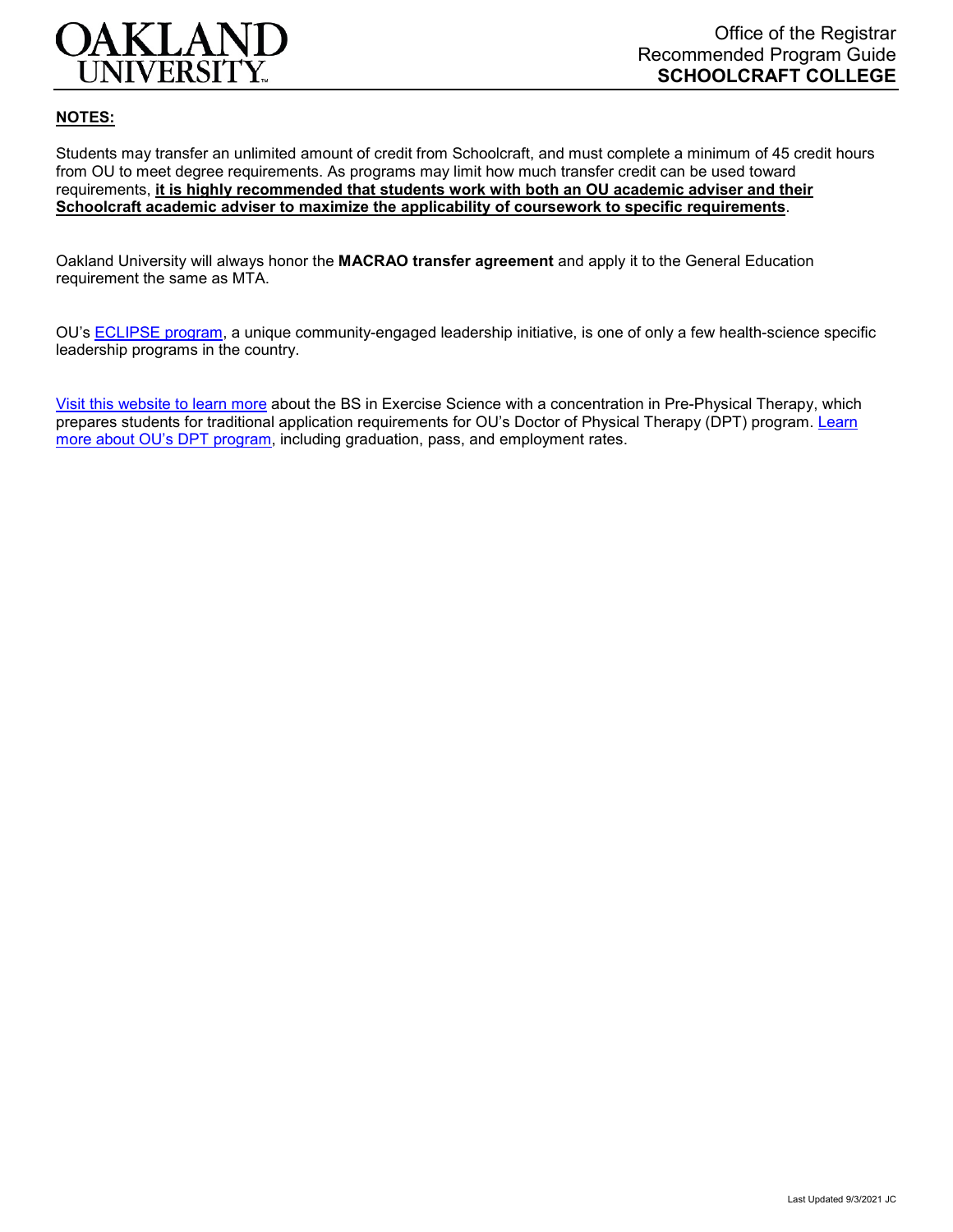**NOTES:**

Students may transfer an unlimited amount of credit from Schoolcraft, and must complete a minimum of 45 credit hours from OU to meet degree requirements. As programs may limit how much transfer credit can be used toward requirements, **it is highly recommended that students work with both an OU academic adviser and their Schoolcraft academic adviser to maximize the applicability of coursework to specific requirements**.

Oakland University will always honor the **MACRAO transfer agreement** and apply it to the General Education requirement the same as MTA.

OU's ECLIPSE program, a unique community-engaged leadership initiative, is one of only a few health-science specific leadership programs in the country.

Visit this website to learn more about the BS in Exercise Science with a concentration in Pre-Physical Therapy, which prepares students for traditional application requirements for OU's Doctor of Physical Therapy (DPT) program. Learn more about OU's DPT program, including graduation, pass, and employment rates.

Last Updated 9/3/2021 JC